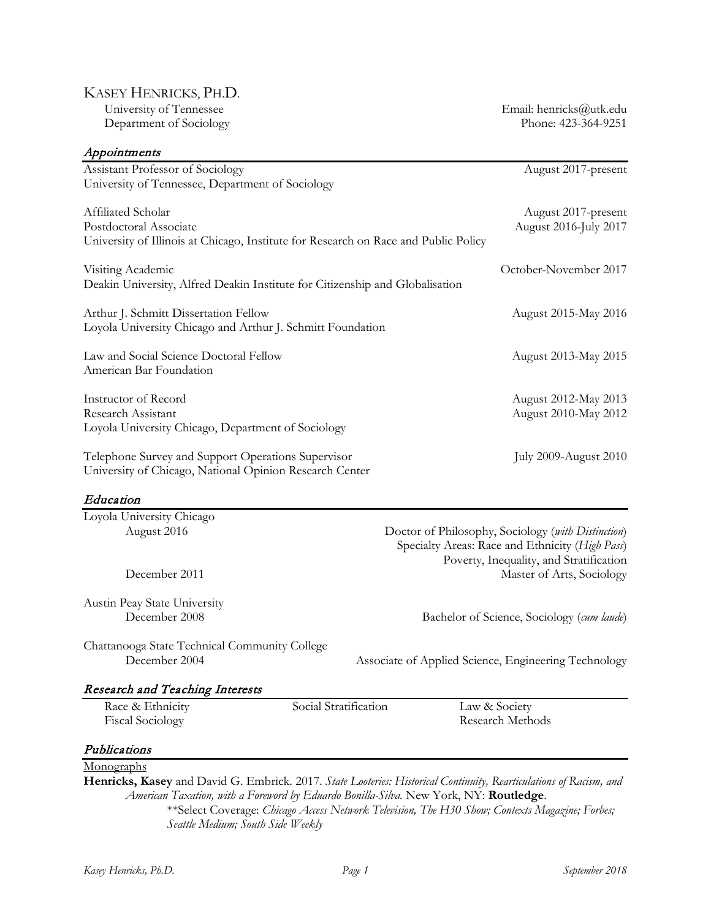# KASEY HENRICKS, PH.D.

University of Tennessee
Department of Sociology

Email: henricks@utk.edu
Phone: 423-364-9251

## *Appointments*

Assistant Professor of Sociology — August 2017-present
University of Tennessee, Department of Sociology

Affiliated Scholar — August 2017-present
Postdoctoral Associate — August 2016-July 2017
University of Illinois at Chicago, Institute for Research on Race and Public Policy

Visiting Academic — October-November 2017
Deakin University, Alfred Deakin Institute for Citizenship and Globalisation

Arthur J. Schmitt Dissertation Fellow — August 2015-May 2016
Loyola University Chicago and Arthur J. Schmitt Foundation

Law and Social Science Doctoral Fellow — August 2013-May 2015
American Bar Foundation

Instructor of Record — August 2012-May 2013
Research Assistant — August 2010-May 2012
Loyola University Chicago, Department of Sociology

Telephone Survey and Support Operations Supervisor — July 2009-August 2010
University of Chicago, National Opinion Research Center

## *Education*

Loyola University Chicago
- August 2016 — Doctor of Philosophy, Sociology (*with Distinction*)
  Specialty Areas: Race and Ethnicity (*High Pass*)
  Poverty, Inequality, and Stratification
- December 2011 — Master of Arts, Sociology

Austin Peay State University
- December 2008 — Bachelor of Science, Sociology (*cum laude*)

Chattanooga State Technical Community College
- December 2004 — Associate of Applied Science, Engineering Technology

## *Research and Teaching Interests*

Race & Ethnicity; Social Stratification; Law & Society; Fiscal Sociology; Research Methods

## *Publications*

Monographs

**Henricks, Kasey** and David G. Embrick. 2017. *State Looteries: Historical Continuity, Rearticulations of Racism, and American Taxation, with a Foreword by Eduardo Bonilla-Silva.* New York, NY: **Routledge**.
**Select Coverage: *Chicago Access Network Television, The H30 Show; Contexts Magazine; Forbes; Seattle Medium; South Side Weekly*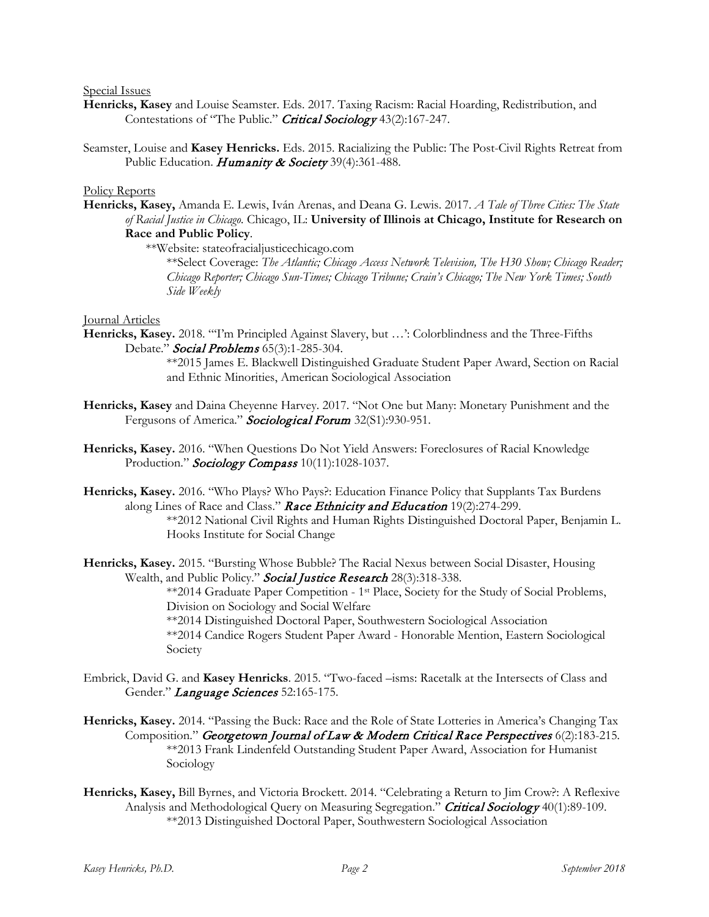Special Issues

**Henricks, Kasey** and Louise Seamster. Eds. 2017. Taxing Racism: Racial Hoarding, Redistribution, and Contestations of "The Public." ***Critical Sociology*** 43(2):167-247.

Seamster, Louise and **Kasey Henricks.** Eds. 2015. Racializing the Public: The Post-Civil Rights Retreat from Public Education. ***Humanity & Society*** 39(4):361-488.

Policy Reports

**Henricks, Kasey,** Amanda E. Lewis, Iván Arenas, and Deana G. Lewis. 2017. *A Tale of Three Cities: The State of Racial Justice in Chicago.* Chicago, IL: **University of Illinois at Chicago, Institute for Research on Race and Public Policy**.

**Website: stateofracialjusticechicago.com

**Select Coverage: *The Atlantic; Chicago Access Network Television, The H30 Show; Chicago Reader; Chicago Reporter; Chicago Sun-Times; Chicago Tribune; Crain's Chicago; The New York Times; South Side Weekly*

Journal Articles

**Henricks, Kasey.** 2018. "'I'm Principled Against Slavery, but …': Colorblindness and the Three-Fifths Debate." ***Social Problems*** 65(3):1-285-304.

**2015 James E. Blackwell Distinguished Graduate Student Paper Award, Section on Racial and Ethnic Minorities, American Sociological Association

**Henricks, Kasey** and Daina Cheyenne Harvey. 2017. "Not One but Many: Monetary Punishment and the Fergusons of America." ***Sociological Forum*** 32(S1):930-951.

**Henricks, Kasey.** 2016. "When Questions Do Not Yield Answers: Foreclosures of Racial Knowledge Production." ***Sociology Compass*** 10(11):1028-1037.

**Henricks, Kasey.** 2016. "Who Plays? Who Pays?: Education Finance Policy that Supplants Tax Burdens along Lines of Race and Class." ***Race Ethnicity and Education*** 19(2):274-299.

**2012 National Civil Rights and Human Rights Distinguished Doctoral Paper, Benjamin L. Hooks Institute for Social Change

**Henricks, Kasey.** 2015. "Bursting Whose Bubble? The Racial Nexus between Social Disaster, Housing Wealth, and Public Policy." ***Social Justice Research*** 28(3):318-338.

**2014 Graduate Paper Competition - 1st Place, Society for the Study of Social Problems, Division on Sociology and Social Welfare

**2014 Distinguished Doctoral Paper, Southwestern Sociological Association

**2014 Candice Rogers Student Paper Award - Honorable Mention, Eastern Sociological Society

Embrick, David G. and **Kasey Henricks**. 2015. "Two-faced –isms: Racetalk at the Intersects of Class and Gender." ***Language Sciences*** 52:165-175.

**Henricks, Kasey.** 2014. "Passing the Buck: Race and the Role of State Lotteries in America's Changing Tax Composition." ***Georgetown Journal of Law & Modern Critical Race Perspectives*** 6(2):183-215.

**2013 Frank Lindenfeld Outstanding Student Paper Award, Association for Humanist Sociology

**Henricks, Kasey,** Bill Byrnes, and Victoria Brockett. 2014. "Celebrating a Return to Jim Crow?: A Reflexive Analysis and Methodological Query on Measuring Segregation." ***Critical Sociology*** 40(1):89-109.

**2013 Distinguished Doctoral Paper, Southwestern Sociological Association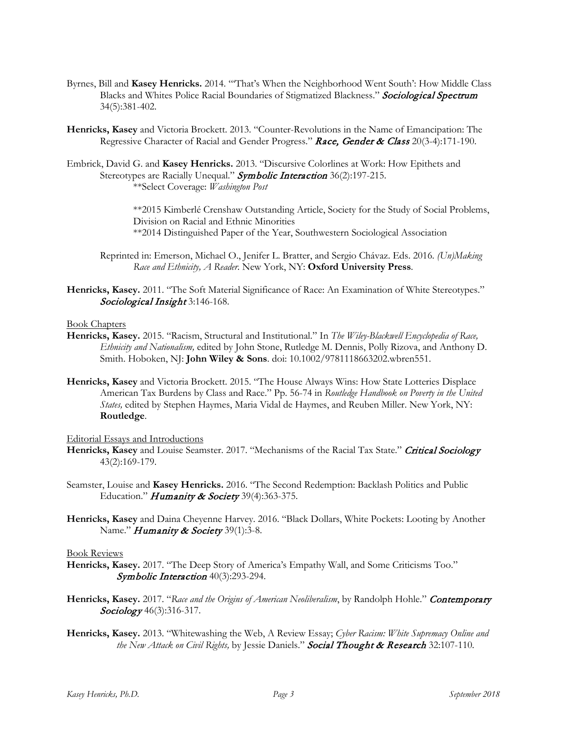Byrnes, Bill and **Kasey Henricks.** 2014. "'That's When the Neighborhood Went South': How Middle Class Blacks and Whites Police Racial Boundaries of Stigmatized Blackness." ***Sociological Spectrum*** 34(5):381-402.

**Henricks, Kasey** and Victoria Brockett. 2013. "Counter-Revolutions in the Name of Emancipation: The Regressive Character of Racial and Gender Progress." ***Race, Gender & Class*** 20(3-4):171-190.

Embrick, David G. and **Kasey Henricks.** 2013. "Discursive Colorlines at Work: How Epithets and Stereotypes are Racially Unequal." ***Symbolic Interaction*** 36(2):197-215.
**Select Coverage: *Washington Post*

**2015 Kimberlé Crenshaw Outstanding Article, Society for the Study of Social Problems, Division on Racial and Ethnic Minorities
**2014 Distinguished Paper of the Year, Southwestern Sociological Association

Reprinted in: Emerson, Michael O., Jenifer L. Bratter, and Sergio Chávaz. Eds. 2016. *(Un)Making Race and Ethnicity, A Reader*. New York, NY: **Oxford University Press**.

**Henricks, Kasey.** 2011. "The Soft Material Significance of Race: An Examination of White Stereotypes." ***Sociological Insight*** 3:146-168.

Book Chapters

**Henricks, Kasey.** 2015. "Racism, Structural and Institutional." In *The Wiley-Blackwell Encyclopedia of Race, Ethnicity and Nationalism,* edited by John Stone, Rutledge M. Dennis, Polly Rizova, and Anthony D. Smith. Hoboken, NJ: **John Wiley & Sons**. doi: 10.1002/9781118663202.wbren551.

**Henricks, Kasey** and Victoria Brockett. 2015. "The House Always Wins: How State Lotteries Displace American Tax Burdens by Class and Race." Pp. 56-74 in *Routledge Handbook on Poverty in the United States,* edited by Stephen Haymes, Maria Vidal de Haymes, and Reuben Miller. New York, NY: **Routledge**.

Editorial Essays and Introductions

**Henricks, Kasey** and Louise Seamster. 2017. "Mechanisms of the Racial Tax State." ***Critical Sociology*** 43(2):169-179.

Seamster, Louise and **Kasey Henricks.** 2016. "The Second Redemption: Backlash Politics and Public Education." ***Humanity & Society*** 39(4):363-375.

**Henricks, Kasey** and Daina Cheyenne Harvey. 2016. "Black Dollars, White Pockets: Looting by Another Name." ***Humanity & Society*** 39(1):3-8.

Book Reviews

**Henricks, Kasey.** 2017. "The Deep Story of America's Empathy Wall, and Some Criticisms Too." ***Symbolic Interaction*** 40(3):293-294.

**Henricks, Kasey.** 2017. "*Race and the Origins of American Neoliberalism*, by Randolph Hohle." ***Contemporary Sociology*** 46(3):316-317.

**Henricks, Kasey.** 2013. "Whitewashing the Web, A Review Essay; *Cyber Racism: White Supremacy Online and the New Attack on Civil Rights,* by Jessie Daniels." ***Social Thought & Research*** 32:107-110.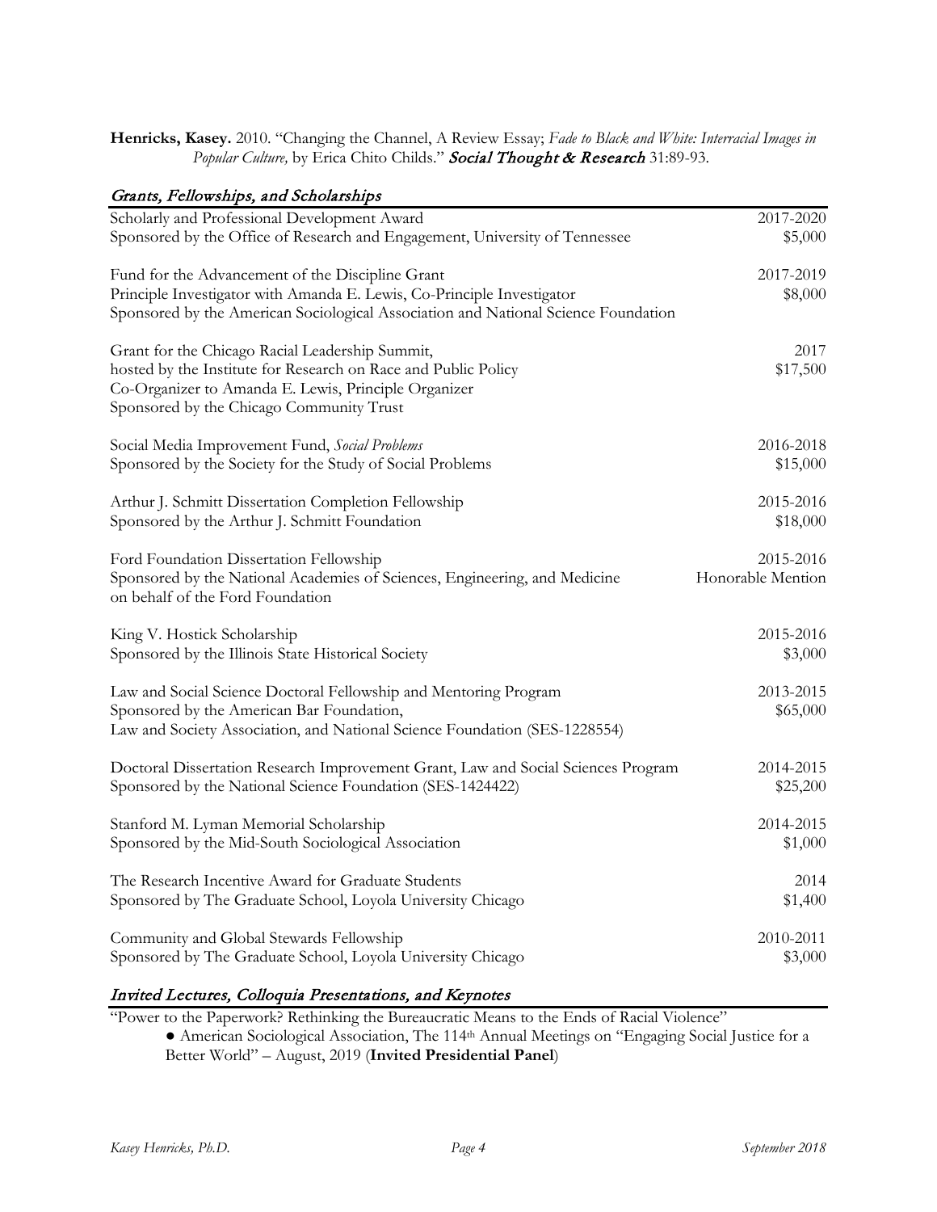**Henricks, Kasey.** 2010. "Changing the Channel, A Review Essay; *Fade to Black and White: Interracial Images in Popular Culture,* by Erica Chito Childs." ***Social Thought & Research*** 31:89-93.

## *Grants, Fellowships, and Scholarships*

Scholarly and Professional Development Award — 2017-2020
Sponsored by the Office of Research and Engagement, University of Tennessee — $5,000

Fund for the Advancement of the Discipline Grant — 2017-2019
Principle Investigator with Amanda E. Lewis, Co-Principle Investigator — $8,000
Sponsored by the American Sociological Association and National Science Foundation

Grant for the Chicago Racial Leadership Summit, — 2017
hosted by the Institute for Research on Race and Public Policy — $17,500
Co-Organizer to Amanda E. Lewis, Principle Organizer
Sponsored by the Chicago Community Trust

Social Media Improvement Fund, *Social Problems* — 2016-2018
Sponsored by the Society for the Study of Social Problems — $15,000

Arthur J. Schmitt Dissertation Completion Fellowship — 2015-2016
Sponsored by the Arthur J. Schmitt Foundation — $18,000

Ford Foundation Dissertation Fellowship — 2015-2016
Sponsored by the National Academies of Sciences, Engineering, and Medicine on behalf of the Ford Foundation — Honorable Mention

King V. Hostick Scholarship — 2015-2016
Sponsored by the Illinois State Historical Society — $3,000

Law and Social Science Doctoral Fellowship and Mentoring Program — 2013-2015
Sponsored by the American Bar Foundation, — $65,000
Law and Society Association, and National Science Foundation (SES-1228554)

Doctoral Dissertation Research Improvement Grant, Law and Social Sciences Program — 2014-2015
Sponsored by the National Science Foundation (SES-1424422) — $25,200

Stanford M. Lyman Memorial Scholarship — 2014-2015
Sponsored by the Mid-South Sociological Association — $1,000

The Research Incentive Award for Graduate Students — 2014
Sponsored by The Graduate School, Loyola University Chicago — $1,400

Community and Global Stewards Fellowship — 2010-2011
Sponsored by The Graduate School, Loyola University Chicago — $3,000

## *Invited Lectures, Colloquia Presentations, and Keynotes*

"Power to the Paperwork? Rethinking the Bureaucratic Means to the Ends of Racial Violence"

- American Sociological Association, The 114th Annual Meetings on "Engaging Social Justice for a Better World" – August, 2019 (**Invited Presidential Panel**)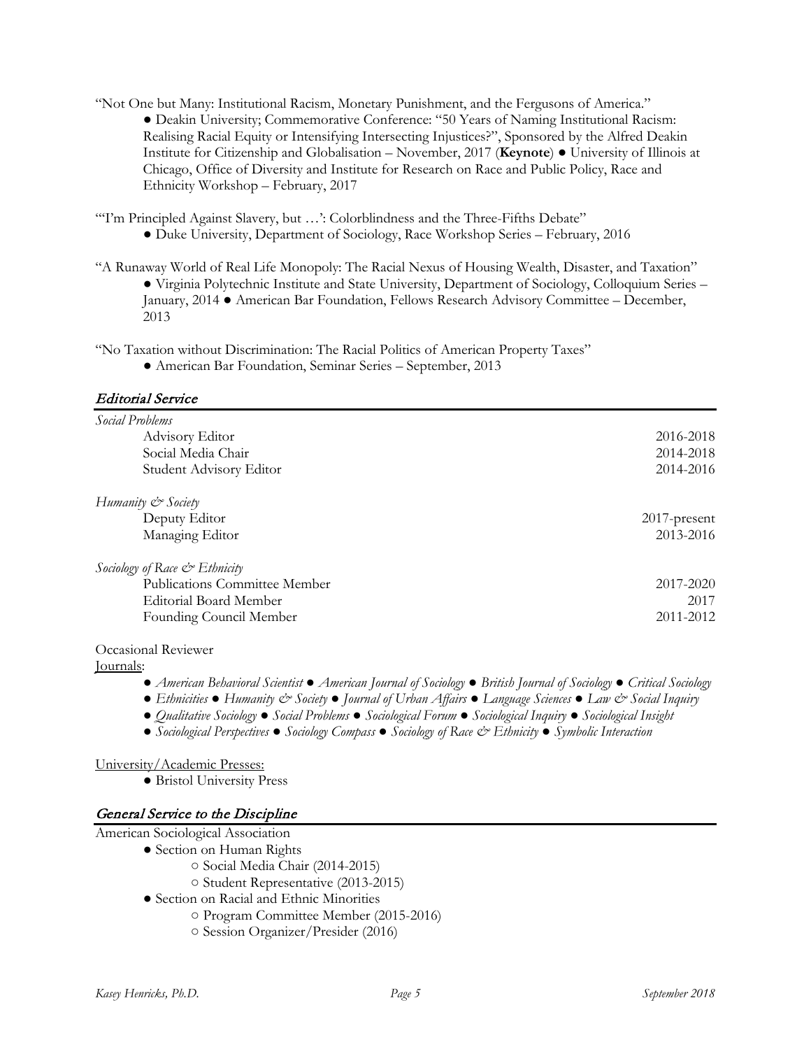"Not One but Many: Institutional Racism, Monetary Punishment, and the Fergusons of America."

● Deakin University; Commemorative Conference: "50 Years of Naming Institutional Racism: Realising Racial Equity or Intensifying Intersecting Injustices?", Sponsored by the Alfred Deakin Institute for Citizenship and Globalisation – November, 2017 (**Keynote**) ● University of Illinois at Chicago, Office of Diversity and Institute for Research on Race and Public Policy, Race and Ethnicity Workshop – February, 2017

"'I'm Principled Against Slavery, but …': Colorblindness and the Three-Fifths Debate"

● Duke University, Department of Sociology, Race Workshop Series – February, 2016

"A Runaway World of Real Life Monopoly: The Racial Nexus of Housing Wealth, Disaster, and Taxation"

● Virginia Polytechnic Institute and State University, Department of Sociology, Colloquium Series – January, 2014 ● American Bar Foundation, Fellows Research Advisory Committee – December, 2013

"No Taxation without Discrimination: The Racial Politics of American Property Taxes"

● American Bar Foundation, Seminar Series – September, 2013

## *Editorial Service*

*Social Problems*

| | |
|---|---|
| Advisory Editor | 2016-2018 |
| Social Media Chair | 2014-2018 |
| Student Advisory Editor | 2014-2016 |

*Humanity & Society*

| | |
|---|---|
| Deputy Editor | 2017-present |
| Managing Editor | 2013-2016 |

*Sociology of Race & Ethnicity*

| | |
|---|---|
| Publications Committee Member | 2017-2020 |
| Editorial Board Member | 2017 |
| Founding Council Member | 2011-2012 |

Occasional Reviewer

Journals:

● *American Behavioral Scientist* ● *American Journal of Sociology* ● *British Journal of Sociology* ● *Critical Sociology* ● *Ethnicities* ● *Humanity & Society* ● *Journal of Urban Affairs* ● *Language Sciences* ● *Law & Social Inquiry* ● *Qualitative Sociology* ● *Social Problems* ● *Sociological Forum* ● *Sociological Inquiry* ● *Sociological Insight* ● *Sociological Perspectives* ● *Sociology Compass* ● *Sociology of Race & Ethnicity* ● *Symbolic Interaction*

University/Academic Presses:

● Bristol University Press

## *General Service to the Discipline*

American Sociological Association

- Section on Human Rights
  - Social Media Chair (2014-2015)
  - Student Representative (2013-2015)
- Section on Racial and Ethnic Minorities
  - Program Committee Member (2015-2016)
  - Session Organizer/Presider (2016)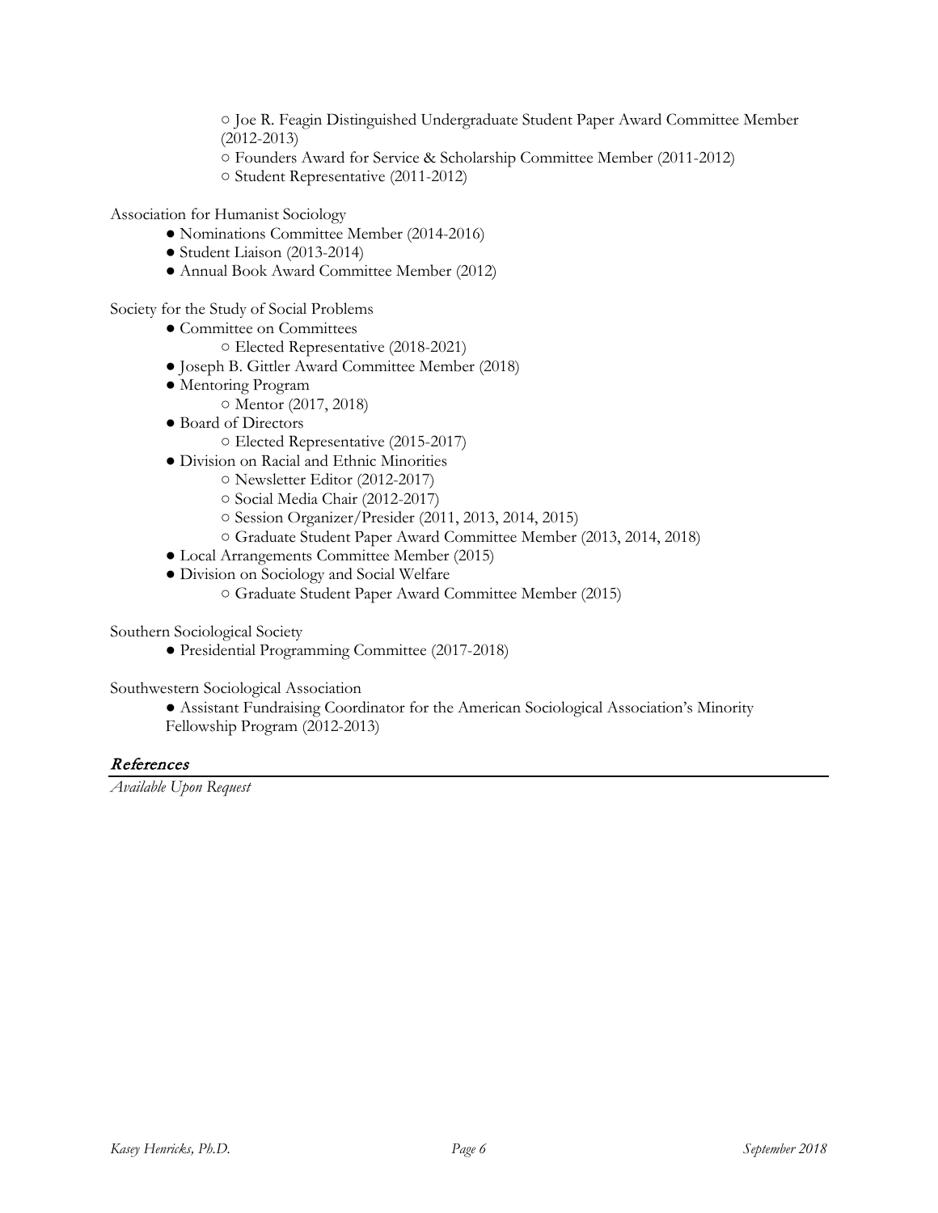- Joe R. Feagin Distinguished Undergraduate Student Paper Award Committee Member (2012-2013)
    - Founders Award for Service & Scholarship Committee Member (2011-2012)
    - Student Representative (2011-2012)

Association for Humanist Sociology

- Nominations Committee Member (2014-2016)
- Student Liaison (2013-2014)
- Annual Book Award Committee Member (2012)

Society for the Study of Social Problems

- Committee on Committees
    - Elected Representative (2018-2021)
- Joseph B. Gittler Award Committee Member (2018)
- Mentoring Program
    - Mentor (2017, 2018)
- Board of Directors
    - Elected Representative (2015-2017)
- Division on Racial and Ethnic Minorities
    - Newsletter Editor (2012-2017)
    - Social Media Chair (2012-2017)
    - Session Organizer/Presider (2011, 2013, 2014, 2015)
    - Graduate Student Paper Award Committee Member (2013, 2014, 2018)
- Local Arrangements Committee Member (2015)
- Division on Sociology and Social Welfare
    - Graduate Student Paper Award Committee Member (2015)

Southern Sociological Society

- Presidential Programming Committee (2017-2018)

Southwestern Sociological Association

- Assistant Fundraising Coordinator for the American Sociological Association's Minority Fellowship Program (2012-2013)

## *References*

*Available Upon Request*